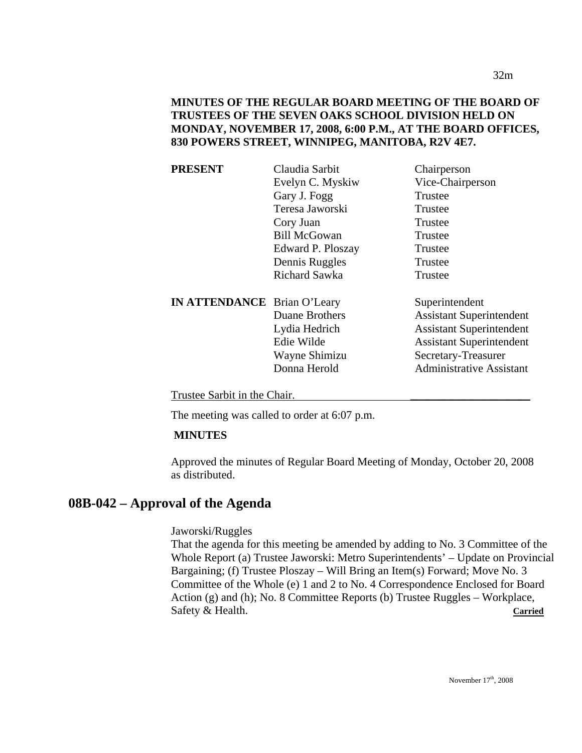**MINUTES OF THE REGULAR BOARD MEETING OF THE BOARD OF TRUSTEES OF THE SEVEN OAKS SCHOOL DIVISION HELD ON MONDAY, NOVEMBER 17, 2008, 6:00 P.M., AT THE BOARD OFFICES, 830 POWERS STREET, WINNIPEG, MANITOBA, R2V 4E7.**

| | | |
|---|---|---|
| **PRESENT** | Claudia Sarbit | Chairperson |
| | Evelyn C. Myskiw | Vice-Chairperson |
| | Gary J. Fogg | Trustee |
| | Teresa Jaworski | Trustee |
| | Cory Juan | Trustee |
| | Bill McGowan | Trustee |
| | Edward P. Ploszay | Trustee |
| | Dennis Ruggles | Trustee |
| | Richard Sawka | Trustee |
| **IN ATTENDANCE** | Brian O'Leary | Superintendent |
| | Duane Brothers | Assistant Superintendent |
| | Lydia Hedrich | Assistant Superintendent |
| | Edie Wilde | Assistant Superintendent |
| | Wayne Shimizu | Secretary-Treasurer |
| | Donna Herold | Administrative Assistant |

Trustee Sarbit in the Chair.

The meeting was called to order at 6:07 p.m.

**MINUTES**

Approved the minutes of Regular Board Meeting of Monday, October 20, 2008 as distributed.

## 08B-042 – Approval of the Agenda

Jaworski/Ruggles

That the agenda for this meeting be amended by adding to No. 3 Committee of the Whole Report (a) Trustee Jaworski: Metro Superintendents' – Update on Provincial Bargaining; (f) Trustee Ploszay – Will Bring an Item(s) Forward; Move No. 3 Committee of the Whole (e) 1 and 2 to No. 4 Correspondence Enclosed for Board Action (g) and (h); No. 8 Committee Reports (b) Trustee Ruggles – Workplace, Safety & Health. **Carried**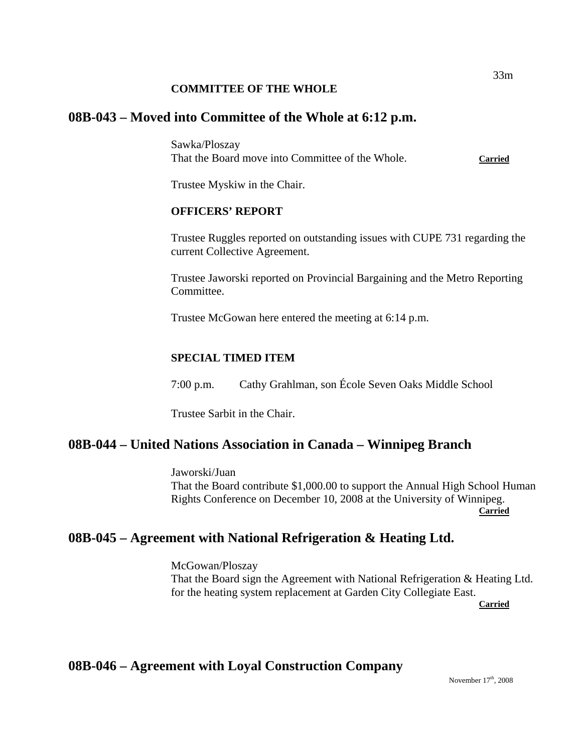**COMMITTEE OF THE WHOLE**

## 08B-043 – Moved into Committee of the Whole at 6:12 p.m.

Sawka/Ploszay
That the Board move into Committee of the Whole. **Carried**

Trustee Myskiw in the Chair.

**OFFICERS' REPORT**

Trustee Ruggles reported on outstanding issues with CUPE 731 regarding the current Collective Agreement.

Trustee Jaworski reported on Provincial Bargaining and the Metro Reporting Committee.

Trustee McGowan here entered the meeting at 6:14 p.m.

**SPECIAL TIMED ITEM**

7:00 p.m. Cathy Grahlman, son École Seven Oaks Middle School

Trustee Sarbit in the Chair.

## 08B-044 – United Nations Association in Canada – Winnipeg Branch

Jaworski/Juan
That the Board contribute $1,000.00 to support the Annual High School Human Rights Conference on December 10, 2008 at the University of Winnipeg. **Carried**

## 08B-045 – Agreement with National Refrigeration & Heating Ltd.

McGowan/Ploszay
That the Board sign the Agreement with National Refrigeration & Heating Ltd. for the heating system replacement at Garden City Collegiate East. **Carried**

## 08B-046 – Agreement with Loyal Construction Company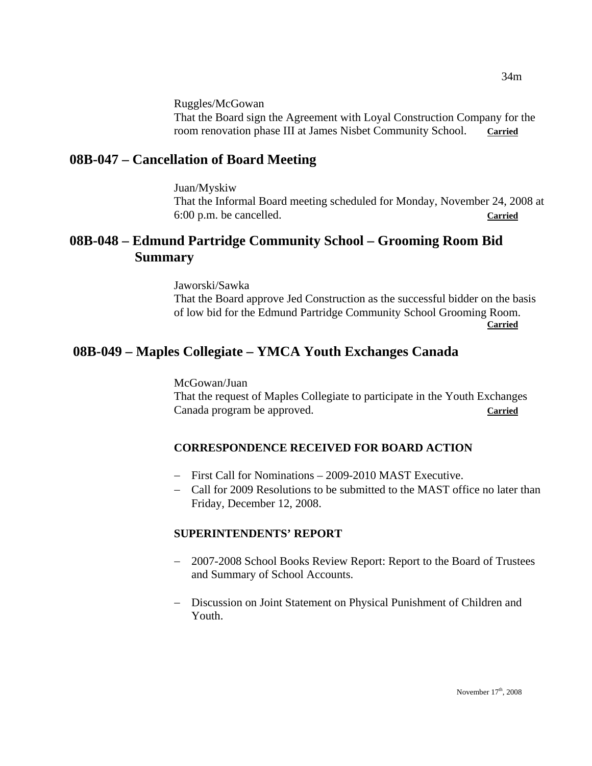Ruggles/McGowan
That the Board sign the Agreement with Loyal Construction Company for the room renovation phase III at James Nisbet Community School. **Carried**

## 08B-047 – Cancellation of Board Meeting

Juan/Myskiw
That the Informal Board meeting scheduled for Monday, November 24, 2008 at 6:00 p.m. be cancelled. **Carried**

## 08B-048 – Edmund Partridge Community School – Grooming Room Bid Summary

Jaworski/Sawka
That the Board approve Jed Construction as the successful bidder on the basis of low bid for the Edmund Partridge Community School Grooming Room. **Carried**

## 08B-049 – Maples Collegiate – YMCA Youth Exchanges Canada

McGowan/Juan
That the request of Maples Collegiate to participate in the Youth Exchanges Canada program be approved. **Carried**

**CORRESPONDENCE RECEIVED FOR BOARD ACTION**

- First Call for Nominations – 2009-2010 MAST Executive.
- Call for 2009 Resolutions to be submitted to the MAST office no later than Friday, December 12, 2008.

**SUPERINTENDENTS' REPORT**

- 2007-2008 School Books Review Report: Report to the Board of Trustees and Summary of School Accounts.
- Discussion on Joint Statement on Physical Punishment of Children and Youth.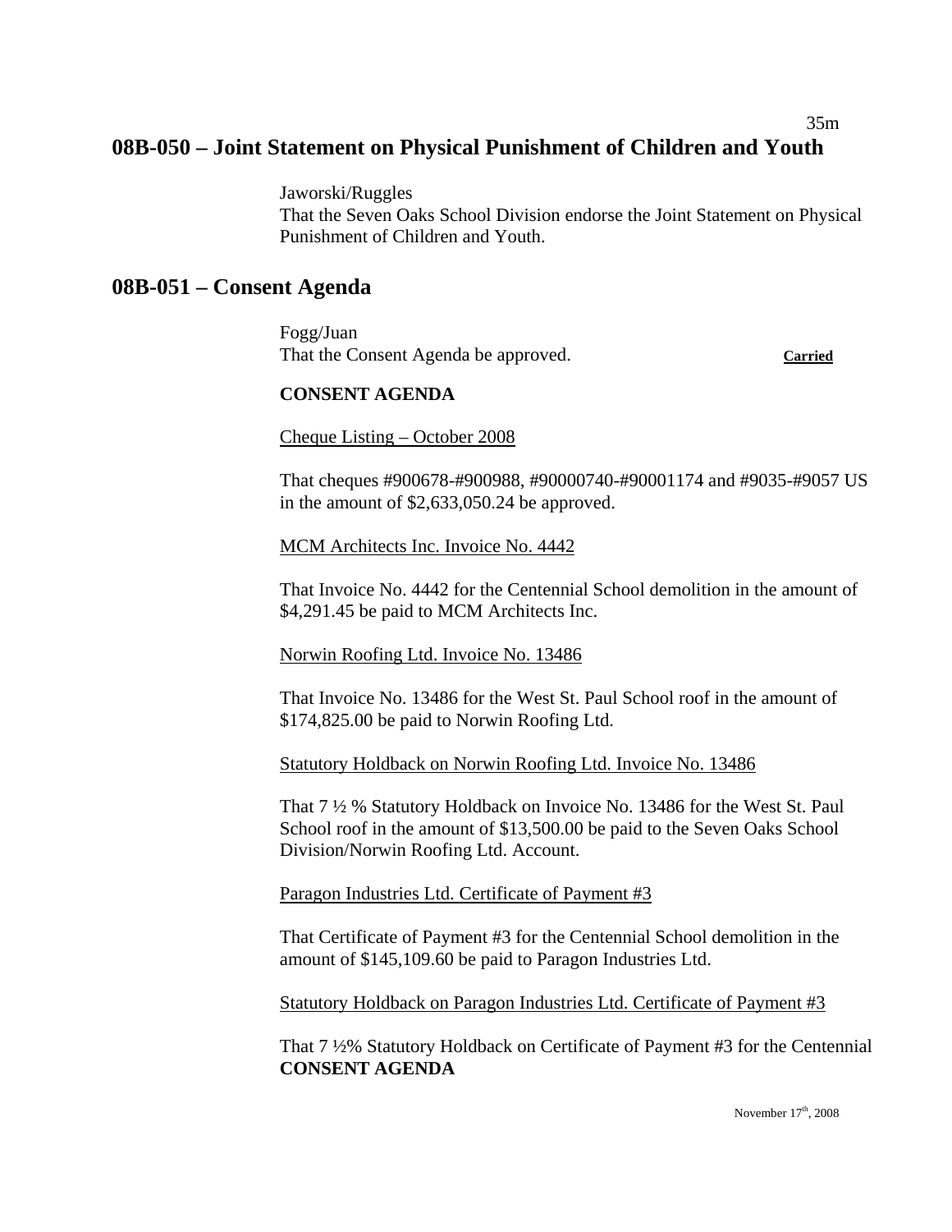## 08B-050 – Joint Statement on Physical Punishment of Children and Youth

Jaworski/Ruggles
That the Seven Oaks School Division endorse the Joint Statement on Physical Punishment of Children and Youth.

## 08B-051 – Consent Agenda

Fogg/Juan
That the Consent Agenda be approved. **Carried**

**CONSENT AGENDA**

Cheque Listing – October 2008

That cheques #900678-#900988, #90000740-#90001174 and #9035-#9057 US in the amount of $2,633,050.24 be approved.

MCM Architects Inc. Invoice No. 4442

That Invoice No. 4442 for the Centennial School demolition in the amount of $4,291.45 be paid to MCM Architects Inc.

Norwin Roofing Ltd. Invoice No. 13486

That Invoice No. 13486 for the West St. Paul School roof in the amount of $174,825.00 be paid to Norwin Roofing Ltd.

Statutory Holdback on Norwin Roofing Ltd. Invoice No. 13486

That 7 ½ % Statutory Holdback on Invoice No. 13486 for the West St. Paul School roof in the amount of $13,500.00 be paid to the Seven Oaks School Division/Norwin Roofing Ltd. Account.

Paragon Industries Ltd. Certificate of Payment #3

That Certificate of Payment #3 for the Centennial School demolition in the amount of $145,109.60 be paid to Paragon Industries Ltd.

Statutory Holdback on Paragon Industries Ltd. Certificate of Payment #3

That 7 ½% Statutory Holdback on Certificate of Payment #3 for the Centennial
**CONSENT AGENDA**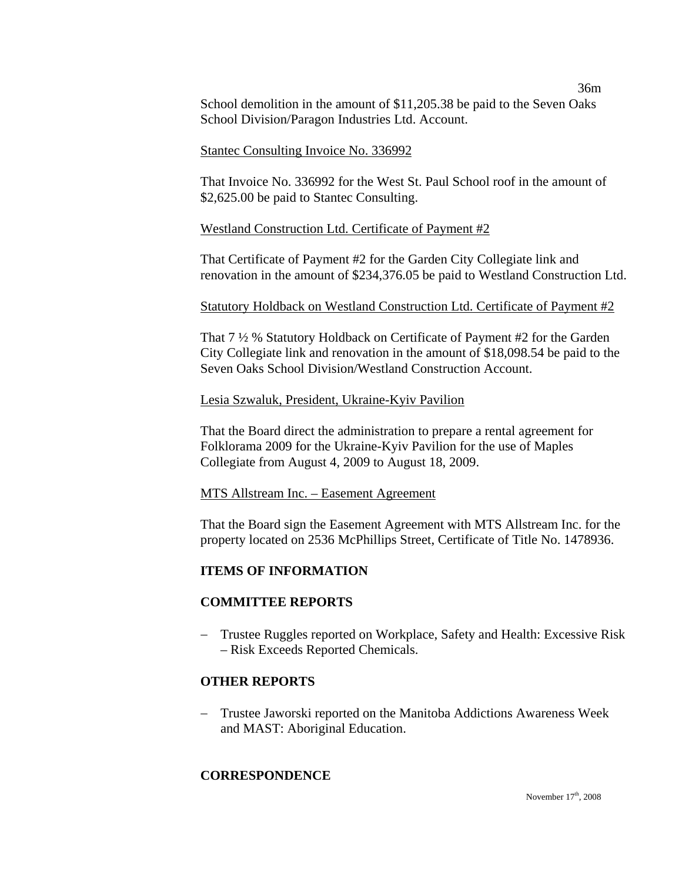School demolition in the amount of $11,205.38 be paid to the Seven Oaks School Division/Paragon Industries Ltd. Account.

Stantec Consulting Invoice No. 336992

That Invoice No. 336992 for the West St. Paul School roof in the amount of $2,625.00 be paid to Stantec Consulting.

Westland Construction Ltd. Certificate of Payment #2

That Certificate of Payment #2 for the Garden City Collegiate link and renovation in the amount of $234,376.05 be paid to Westland Construction Ltd.

Statutory Holdback on Westland Construction Ltd. Certificate of Payment #2

That 7 ½ % Statutory Holdback on Certificate of Payment #2 for the Garden City Collegiate link and renovation in the amount of $18,098.54 be paid to the Seven Oaks School Division/Westland Construction Account.

Lesia Szwaluk, President, Ukraine-Kyiv Pavilion

That the Board direct the administration to prepare a rental agreement for Folklorama 2009 for the Ukraine-Kyiv Pavilion for the use of Maples Collegiate from August 4, 2009 to August 18, 2009.

MTS Allstream Inc. – Easement Agreement

That the Board sign the Easement Agreement with MTS Allstream Inc. for the property located on 2536 McPhillips Street, Certificate of Title No. 1478936.

**ITEMS OF INFORMATION**

**COMMITTEE REPORTS**

- Trustee Ruggles reported on Workplace, Safety and Health: Excessive Risk – Risk Exceeds Reported Chemicals.

**OTHER REPORTS**

- Trustee Jaworski reported on the Manitoba Addictions Awareness Week and MAST: Aboriginal Education.

**CORRESPONDENCE**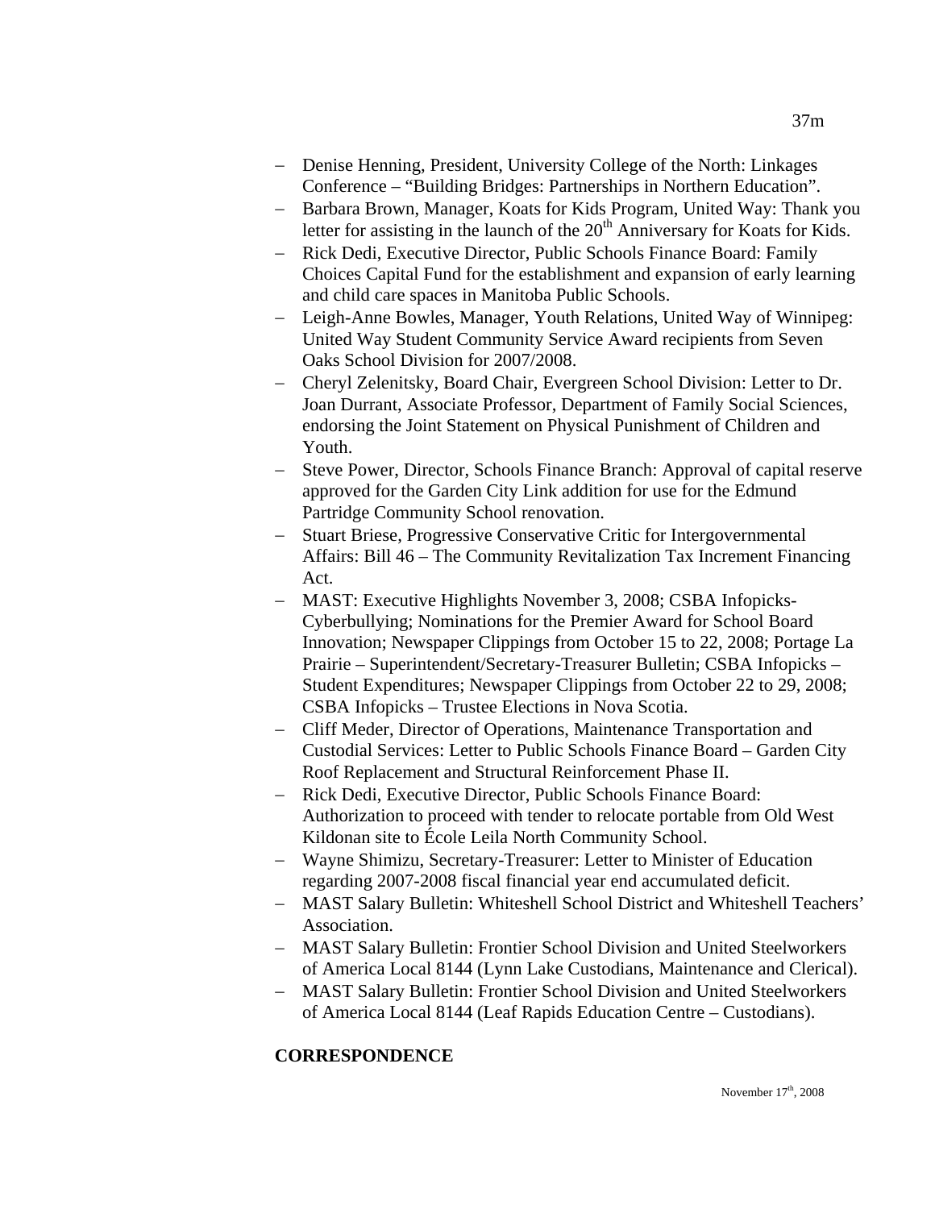- Denise Henning, President, University College of the North: Linkages Conference – "Building Bridges: Partnerships in Northern Education".
- Barbara Brown, Manager, Koats for Kids Program, United Way: Thank you letter for assisting in the launch of the 20th Anniversary for Koats for Kids.
- Rick Dedi, Executive Director, Public Schools Finance Board: Family Choices Capital Fund for the establishment and expansion of early learning and child care spaces in Manitoba Public Schools.
- Leigh-Anne Bowles, Manager, Youth Relations, United Way of Winnipeg: United Way Student Community Service Award recipients from Seven Oaks School Division for 2007/2008.
- Cheryl Zelenitsky, Board Chair, Evergreen School Division: Letter to Dr. Joan Durrant, Associate Professor, Department of Family Social Sciences, endorsing the Joint Statement on Physical Punishment of Children and Youth.
- Steve Power, Director, Schools Finance Branch: Approval of capital reserve approved for the Garden City Link addition for use for the Edmund Partridge Community School renovation.
- Stuart Briese, Progressive Conservative Critic for Intergovernmental Affairs: Bill 46 – The Community Revitalization Tax Increment Financing Act.
- MAST: Executive Highlights November 3, 2008; CSBA Infopicks-Cyberbullying; Nominations for the Premier Award for School Board Innovation; Newspaper Clippings from October 15 to 22, 2008; Portage La Prairie – Superintendent/Secretary-Treasurer Bulletin; CSBA Infopicks – Student Expenditures; Newspaper Clippings from October 22 to 29, 2008; CSBA Infopicks – Trustee Elections in Nova Scotia.
- Cliff Meder, Director of Operations, Maintenance Transportation and Custodial Services: Letter to Public Schools Finance Board – Garden City Roof Replacement and Structural Reinforcement Phase II.
- Rick Dedi, Executive Director, Public Schools Finance Board: Authorization to proceed with tender to relocate portable from Old West Kildonan site to École Leila North Community School.
- Wayne Shimizu, Secretary-Treasurer: Letter to Minister of Education regarding 2007-2008 fiscal financial year end accumulated deficit.
- MAST Salary Bulletin: Whiteshell School District and Whiteshell Teachers' Association.
- MAST Salary Bulletin: Frontier School Division and United Steelworkers of America Local 8144 (Lynn Lake Custodians, Maintenance and Clerical).
- MAST Salary Bulletin: Frontier School Division and United Steelworkers of America Local 8144 (Leaf Rapids Education Centre – Custodians).

**CORRESPONDENCE**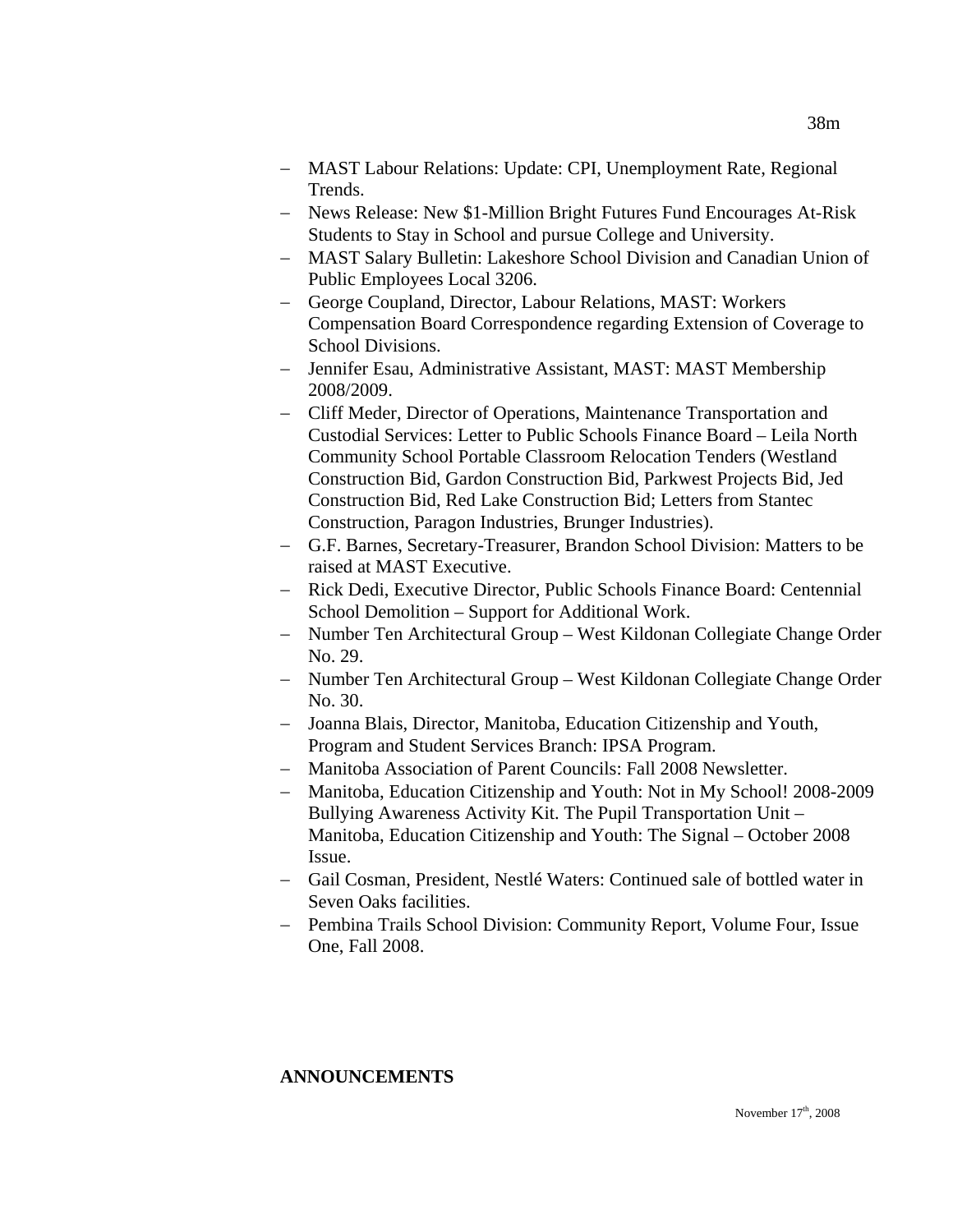- MAST Labour Relations: Update: CPI, Unemployment Rate, Regional Trends.
- News Release: New $1-Million Bright Futures Fund Encourages At-Risk Students to Stay in School and pursue College and University.
- MAST Salary Bulletin: Lakeshore School Division and Canadian Union of Public Employees Local 3206.
- George Coupland, Director, Labour Relations, MAST: Workers Compensation Board Correspondence regarding Extension of Coverage to School Divisions.
- Jennifer Esau, Administrative Assistant, MAST: MAST Membership 2008/2009.
- Cliff Meder, Director of Operations, Maintenance Transportation and Custodial Services: Letter to Public Schools Finance Board – Leila North Community School Portable Classroom Relocation Tenders (Westland Construction Bid, Gardon Construction Bid, Parkwest Projects Bid, Jed Construction Bid, Red Lake Construction Bid; Letters from Stantec Construction, Paragon Industries, Brunger Industries).
- G.F. Barnes, Secretary-Treasurer, Brandon School Division: Matters to be raised at MAST Executive.
- Rick Dedi, Executive Director, Public Schools Finance Board: Centennial School Demolition – Support for Additional Work.
- Number Ten Architectural Group – West Kildonan Collegiate Change Order No. 29.
- Number Ten Architectural Group – West Kildonan Collegiate Change Order No. 30.
- Joanna Blais, Director, Manitoba, Education Citizenship and Youth, Program and Student Services Branch: IPSA Program.
- Manitoba Association of Parent Councils: Fall 2008 Newsletter.
- Manitoba, Education Citizenship and Youth: Not in My School! 2008-2009 Bullying Awareness Activity Kit. The Pupil Transportation Unit – Manitoba, Education Citizenship and Youth: The Signal – October 2008 Issue.
- Gail Cosman, President, Nestlé Waters: Continued sale of bottled water in Seven Oaks facilities.
- Pembina Trails School Division: Community Report, Volume Four, Issue One, Fall 2008.

**ANNOUNCEMENTS**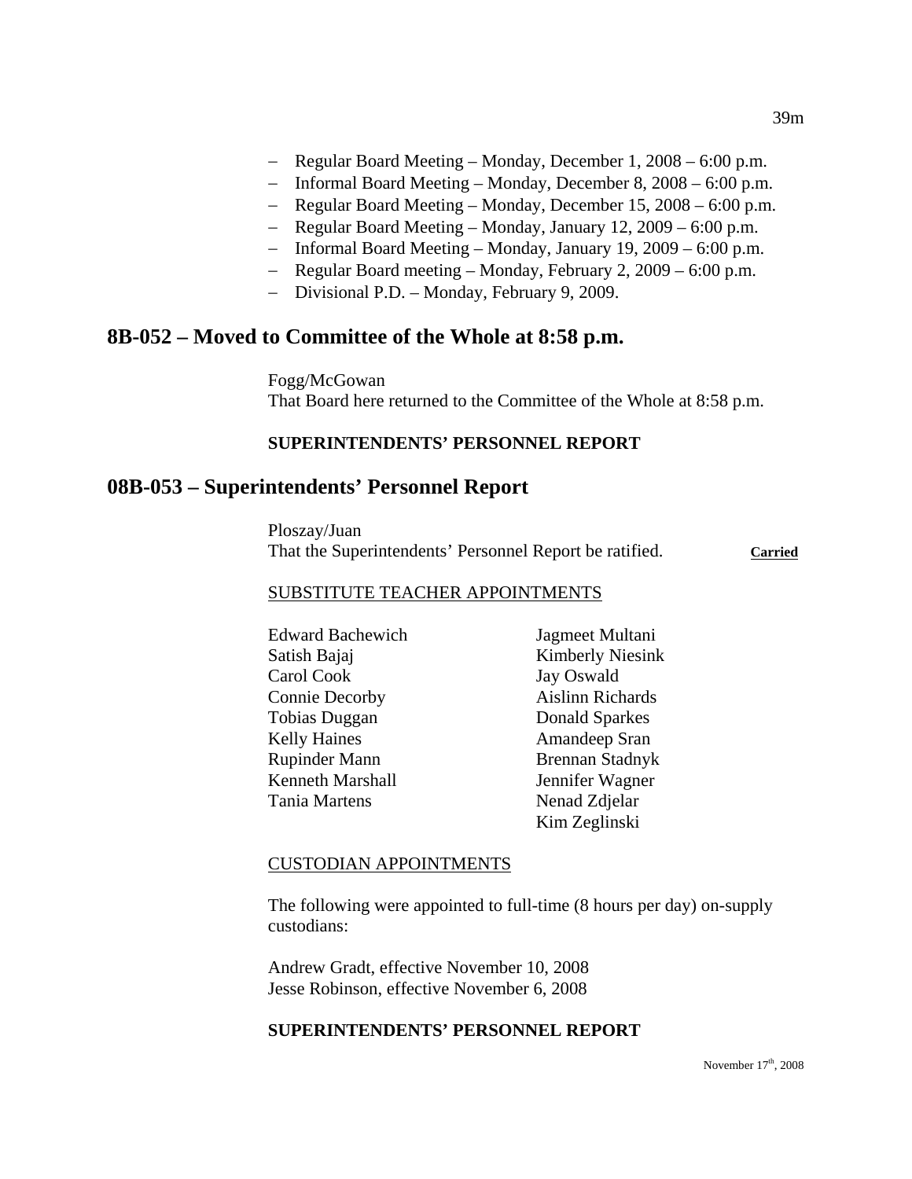- Regular Board Meeting – Monday, December 1, 2008 – 6:00 p.m.
- Informal Board Meeting – Monday, December 8, 2008 – 6:00 p.m.
- Regular Board Meeting – Monday, December 15, 2008 – 6:00 p.m.
- Regular Board Meeting – Monday, January 12, 2009 – 6:00 p.m.
- Informal Board Meeting – Monday, January 19, 2009 – 6:00 p.m.
- Regular Board meeting – Monday, February 2, 2009 – 6:00 p.m.
- Divisional P.D. – Monday, February 9, 2009.

## 8B-052 – Moved to Committee of the Whole at 8:58 p.m.

Fogg/McGowan
That Board here returned to the Committee of the Whole at 8:58 p.m.

**SUPERINTENDENTS' PERSONNEL REPORT**

## 08B-053 – Superintendents' Personnel Report

Ploszay/Juan
That the Superintendents' Personnel Report be ratified. **Carried**

SUBSTITUTE TEACHER APPOINTMENTS

Edward Bachewich
Satish Bajaj
Carol Cook
Connie Decorby
Tobias Duggan
Kelly Haines
Rupinder Mann
Kenneth Marshall
Tania Martens
Jagmeet Multani
Kimberly Niesink
Jay Oswald
Aislinn Richards
Donald Sparkes
Amandeep Sran
Brennan Stadnyk
Jennifer Wagner
Nenad Zdjelar
Kim Zeglinski

CUSTODIAN APPOINTMENTS

The following were appointed to full-time (8 hours per day) on-supply custodians:

Andrew Gradt, effective November 10, 2008
Jesse Robinson, effective November 6, 2008

**SUPERINTENDENTS' PERSONNEL REPORT**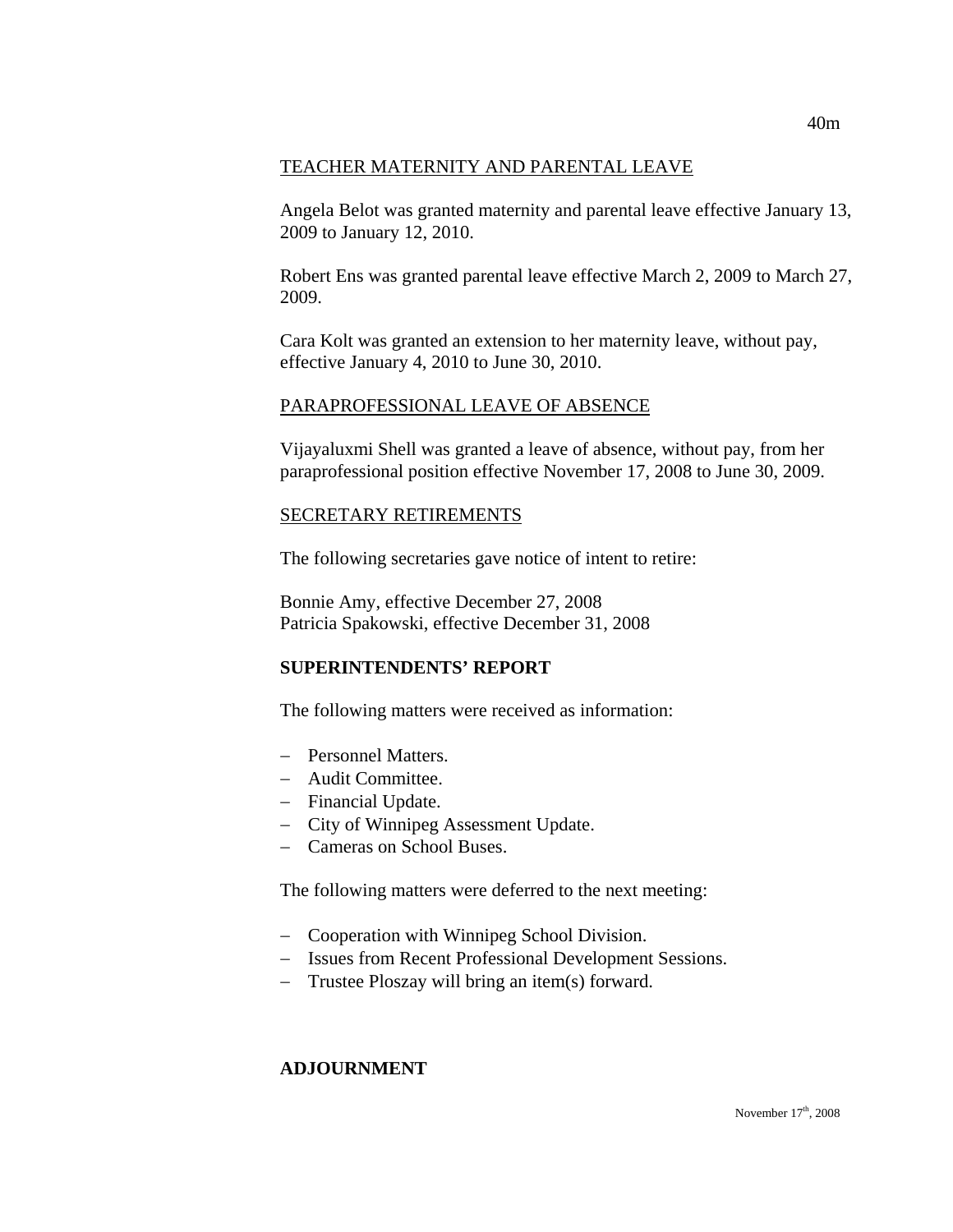TEACHER MATERNITY AND PARENTAL LEAVE

Angela Belot was granted maternity and parental leave effective January 13, 2009 to January 12, 2010.

Robert Ens was granted parental leave effective March 2, 2009 to March 27, 2009.

Cara Kolt was granted an extension to her maternity leave, without pay, effective January 4, 2010 to June 30, 2010.

PARAPROFESSIONAL LEAVE OF ABSENCE

Vijayaluxmi Shell was granted a leave of absence, without pay, from her paraprofessional position effective November 17, 2008 to June 30, 2009.

SECRETARY RETIREMENTS

The following secretaries gave notice of intent to retire:

Bonnie Amy, effective December 27, 2008
Patricia Spakowski, effective December 31, 2008

**SUPERINTENDENTS' REPORT**

The following matters were received as information:

- Personnel Matters.
- Audit Committee.
- Financial Update.
- City of Winnipeg Assessment Update.
- Cameras on School Buses.

The following matters were deferred to the next meeting:

- Cooperation with Winnipeg School Division.
- Issues from Recent Professional Development Sessions.
- Trustee Ploszay will bring an item(s) forward.

**ADJOURNMENT**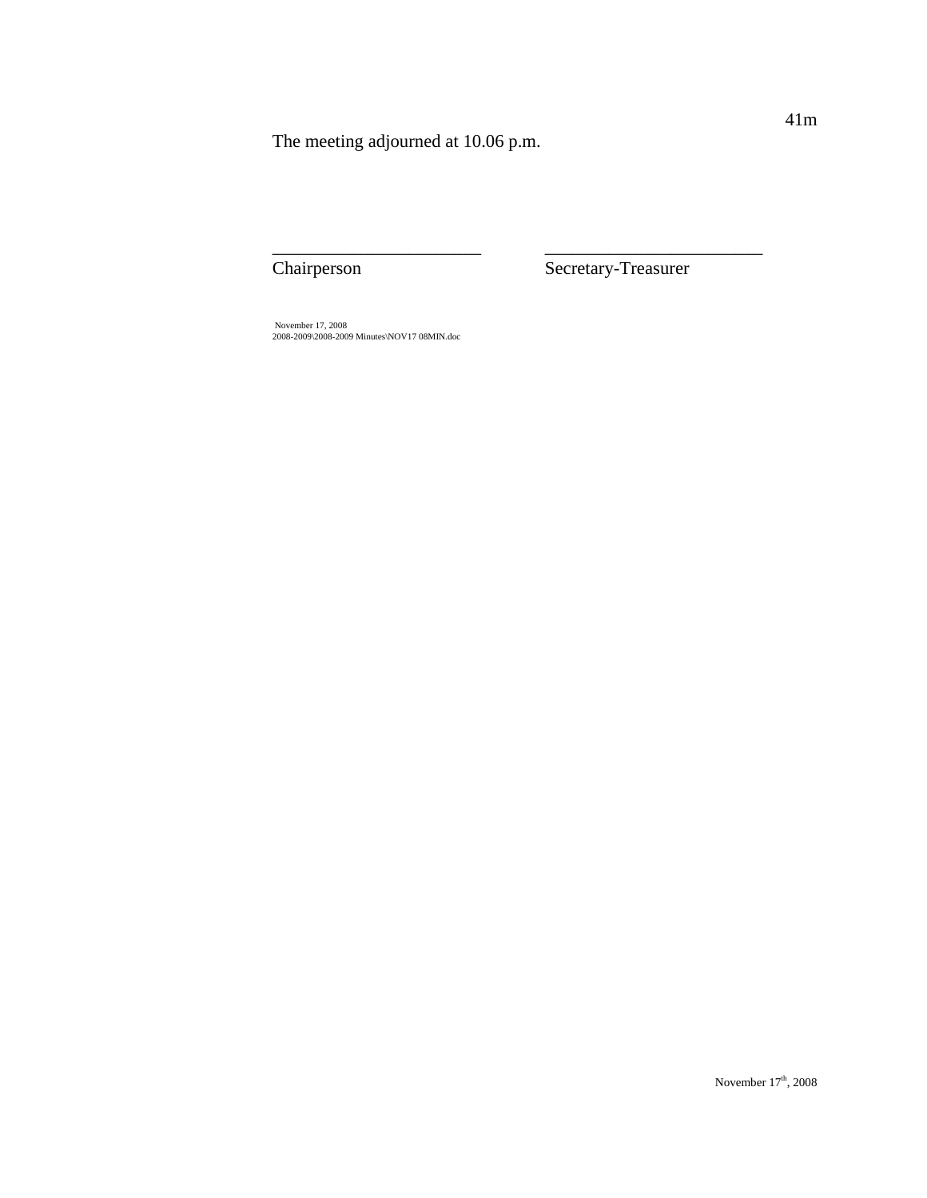The meeting adjourned at 10.06 p.m.

\_\_\_\_\_\_\_\_\_\_\_\_\_\_\_\_\_\_\_\_\_\_\_\_ \_\_\_\_\_\_\_\_\_\_\_\_\_\_\_\_\_\_\_\_\_\_\_\_\_

Chairperson Secretary-Treasurer

November 17, 2008
2008-2009\2008-2009 Minutes\NOV17 08MIN.doc